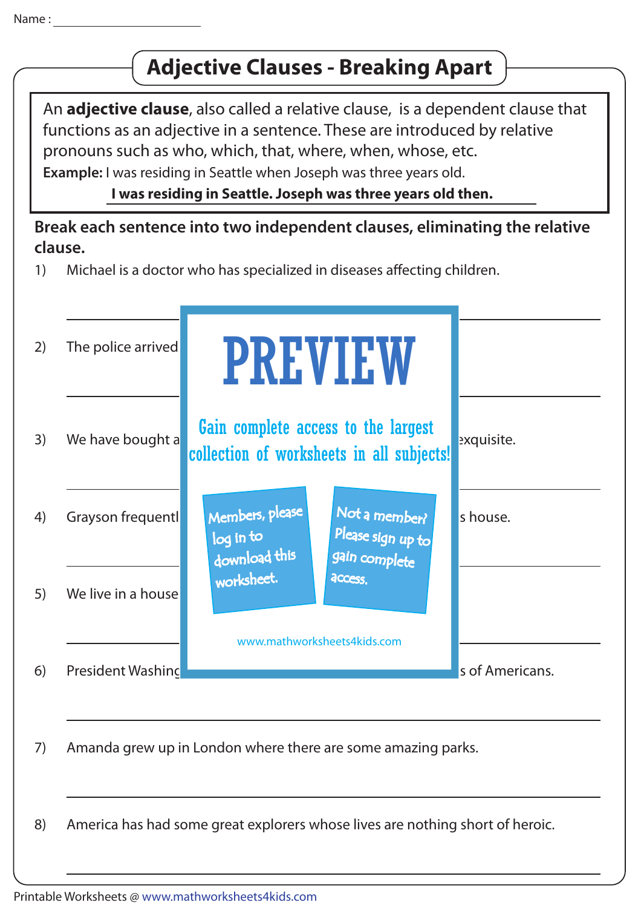Name : ______________________

# Adjective Clauses - Breaking Apart

An **adjective clause**, also called a relative clause, is a dependent clause that functions as an adjective in a sentence. These are introduced by relative pronouns such as who, which, that, where, when, whose, etc.

**Example:** I was residing in Seattle when Joseph was three years old.

**I was residing in Seattle. Joseph was three years old then.**

**Break each sentence into two independent clauses, eliminating the relative clause.**

1) Michael is a doctor who has specialized in diseases affecting children.

______________________________________________

2) The police arrived

______________________________________________

3) We have bought a ... exquisite.

______________________________________________

4) Grayson frequentl ... s house.

______________________________________________

5) We live in a house

______________________________________________

6) President Washing ... s of Americans.

______________________________________________

7) Amanda grew up in London where there are some amazing parks.

______________________________________________

8) America has had some great explorers whose lives are nothing short of heroic.

______________________________________________

PREVIEW

Gain complete access to the largest collection of worksheets in all subjects!

Members, please log in to download this worksheet.

Not a member? Please sign up to gain complete access.

www.mathworksheets4kids.com

Printable Worksheets @ www.mathworksheets4kids.com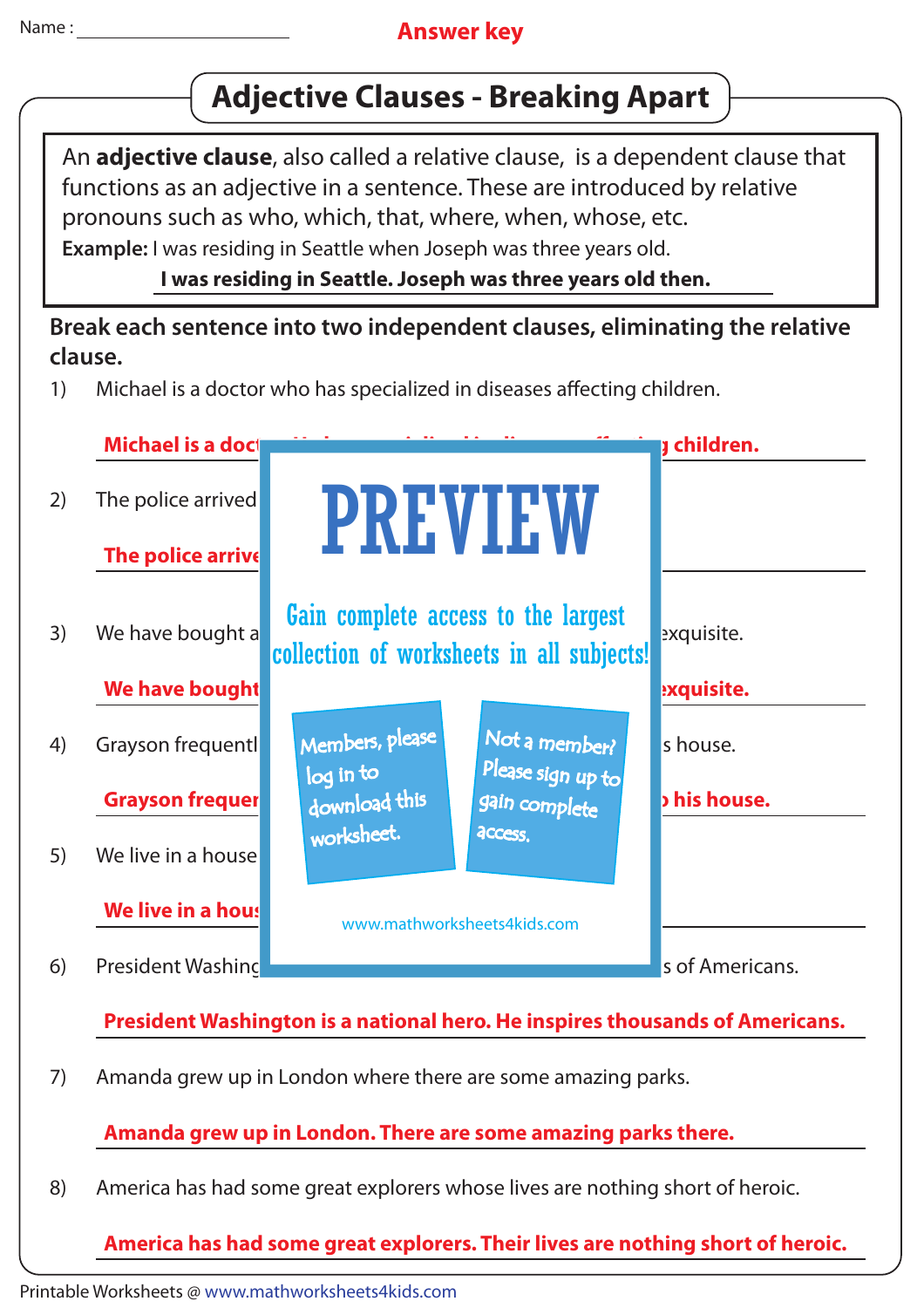Name : ____________________

**Answer key**

# Adjective Clauses - Breaking Apart

An **adjective clause**, also called a relative clause, is a dependent clause that functions as an adjective in a sentence. These are introduced by relative pronouns such as who, which, that, where, when, whose, etc.

**Example:** I was residing in Seattle when Joseph was three years old.

**I was residing in Seattle. Joseph was three years old then.**

**Break each sentence into two independent clauses, eliminating the relative clause.**

1) Michael is a doctor who has specialized in diseases affecting children.

**Michael is a doct ... children.**

2) The police arrived

**The police arrive**

3) We have bought a ... exquisite.

**We have bought ... exquisite.**

4) Grayson frequentl ... s house.

**Grayson frequer ... his house.**

5) We live in a house

**We live in a hous**

6) President Washing ... s of Americans.

**President Washington is a national hero. He inspires thousands of Americans.**

7) Amanda grew up in London where there are some amazing parks.

**Amanda grew up in London. There are some amazing parks there.**

8) America has had some great explorers whose lives are nothing short of heroic.

**America has had some great explorers. Their lives are nothing short of heroic.**

PREVIEW

Gain complete access to the largest collection of worksheets in all subjects!

Members, please log in to download this worksheet.

Not a member? Please sign up to gain complete access.

www.mathworksheets4kids.com

Printable Worksheets @ www.mathworksheets4kids.com